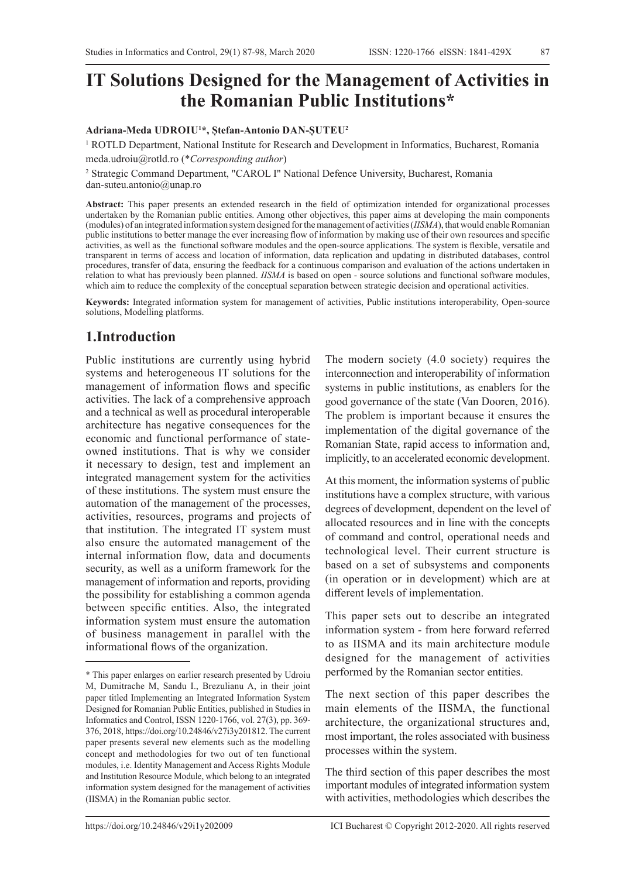# IT Solutions Designed for the Management of Activities in the Romanian Public Institutions*

**Adriana-Meda UDROIU[1]*, Ștefan-Antonio DAN-ȘUTEU[2]**

[1] ROTLD Department, National Institute for Research and Development in Informatics, Bucharest, Romania
meda.udroiu@rotld.ro (**Corresponding author*)

[2] Strategic Command Department, "CAROL I" National Defence University, Bucharest, Romania
dan-suteu.antonio@unap.ro

**Abstract:** This paper presents an extended research in the field of optimization intended for organizational processes undertaken by the Romanian public entities. Among other objectives, this paper aims at developing the main components (modules) of an integrated information system designed for the management of activities (*IISMA*), that would enable Romanian public institutions to better manage the ever increasing flow of information by making use of their own resources and specific activities, as well as the functional software modules and the open-source applications. The system is flexible, versatile and transparent in terms of access and location of information, data replication and updating in distributed databases, control procedures, transfer of data, ensuring the feedback for a continuous comparison and evaluation of the actions undertaken in relation to what has previously been planned. *IISMA* is based on open - source solutions and functional software modules, which aim to reduce the complexity of the conceptual separation between strategic decision and operational activities.

**Keywords:** Integrated information system for management of activities, Public institutions interoperability, Open-source solutions, Modelling platforms.

## 1.Introduction

Public institutions are currently using hybrid systems and heterogeneous IT solutions for the management of information flows and specific activities. The lack of a comprehensive approach and a technical as well as procedural interoperable architecture has negative consequences for the economic and functional performance of state-owned institutions. That is why we consider it necessary to design, test and implement an integrated management system for the activities of these institutions. The system must ensure the automation of the management of the processes, activities, resources, programs and projects of that institution. The integrated IT system must also ensure the automated management of the internal information flow, data and documents security, as well as a uniform framework for the management of information and reports, providing the possibility for establishing a common agenda between specific entities. Also, the integrated information system must ensure the automation of business management in parallel with the informational flows of the organization.

The modern society (4.0 society) requires the interconnection and interoperability of information systems in public institutions, as enablers for the good governance of the state (Van Dooren, 2016). The problem is important because it ensures the implementation of the digital governance of the Romanian State, rapid access to information and, implicitly, to an accelerated economic development.

At this moment, the information systems of public institutions have a complex structure, with various degrees of development, dependent on the level of allocated resources and in line with the concepts of command and control, operational needs and technological level. Their current structure is based on a set of subsystems and components (in operation or in development) which are at different levels of implementation.

This paper sets out to describe an integrated information system - from here forward referred to as IISMA and its main architecture module designed for the management of activities performed by the Romanian sector entities.

The next section of this paper describes the main elements of the IISMA, the functional architecture, the organizational structures and, most important, the roles associated with business processes within the system.

The third section of this paper describes the most important modules of integrated information system with activities, methodologies which describes the

---

\* This paper enlarges on earlier research presented by Udroiu M, Dumitrache M, Sandu I., Brezulianu A, in their joint paper titled Implementing an Integrated Information System Designed for Romanian Public Entities, published in Studies in Informatics and Control, ISSN 1220-1766, vol. 27(3), pp. 369-376, 2018, https://doi.org/10.24846/v27i3y201812. The current paper presents several new elements such as the modelling concept and methodologies for two out of ten functional modules, i.e. Identity Management and Access Rights Module and Institution Resource Module, which belong to an integrated information system designed for the management of activities (IISMA) in the Romanian public sector.

https://doi.org/10.24846/v29i1y202009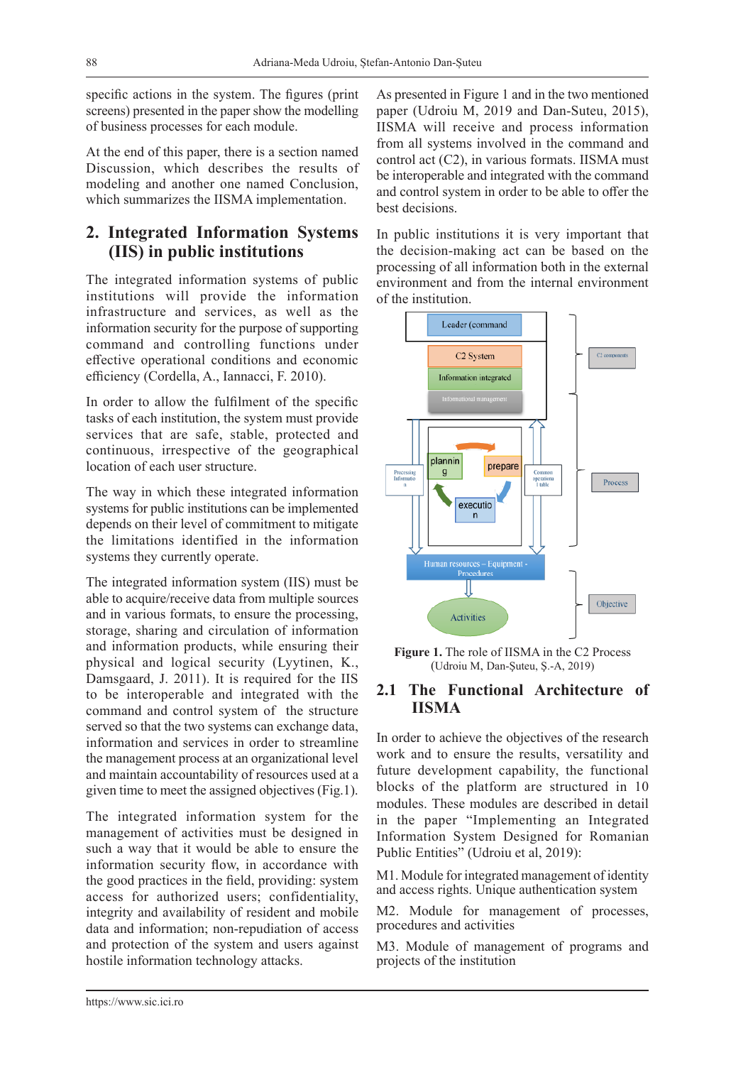specific actions in the system. The figures (print screens) presented in the paper show the modelling of business processes for each module.

At the end of this paper, there is a section named Discussion, which describes the results of modeling and another one named Conclusion, which summarizes the IISMA implementation.

## 2. Integrated Information Systems (IIS) in public institutions

The integrated information systems of public institutions will provide the information infrastructure and services, as well as the information security for the purpose of supporting command and controlling functions under effective operational conditions and economic efficiency (Cordella, A., Iannacci, F. 2010).

In order to allow the fulfilment of the specific tasks of each institution, the system must provide services that are safe, stable, protected and continuous, irrespective of the geographical location of each user structure.

The way in which these integrated information systems for public institutions can be implemented depends on their level of commitment to mitigate the limitations identified in the information systems they currently operate.

The integrated information system (IIS) must be able to acquire/receive data from multiple sources and in various formats, to ensure the processing, storage, sharing and circulation of information and information products, while ensuring their physical and logical security (Lyytinen, K., Damsgaard, J. 2011). It is required for the IIS to be interoperable and integrated with the command and control system of the structure served so that the two systems can exchange data, information and services in order to streamline the management process at an organizational level and maintain accountability of resources used at a given time to meet the assigned objectives (Fig.1).

The integrated information system for the management of activities must be designed in such a way that it would be able to ensure the information security flow, in accordance with the good practices in the field, providing: system access for authorized users; confidentiality, integrity and availability of resident and mobile data and information; non-repudiation of access and protection of the system and users against hostile information technology attacks.

As presented in Figure 1 and in the two mentioned paper (Udroiu M, 2019 and Dan-Suteu, 2015), IISMA will receive and process information from all systems involved in the command and control act (C2), in various formats. IISMA must be interoperable and integrated with the command and control system in order to be able to offer the best decisions.

In public institutions it is very important that the decision-making act can be based on the processing of all information both in the external environment and from the internal environment of the institution.

**Figure 1.** The role of IISMA in the C2 Process (Udroiu M, Dan-Şuteu, Ş.-A, 2019)

### 2.1 The Functional Architecture of IISMA

In order to achieve the objectives of the research work and to ensure the results, versatility and future development capability, the functional blocks of the platform are structured in 10 modules. These modules are described in detail in the paper "Implementing an Integrated Information System Designed for Romanian Public Entities" (Udroiu et al, 2019):

M1. Module for integrated management of identity and access rights. Unique authentication system

M2. Module for management of processes, procedures and activities

M3. Module of management of programs and projects of the institution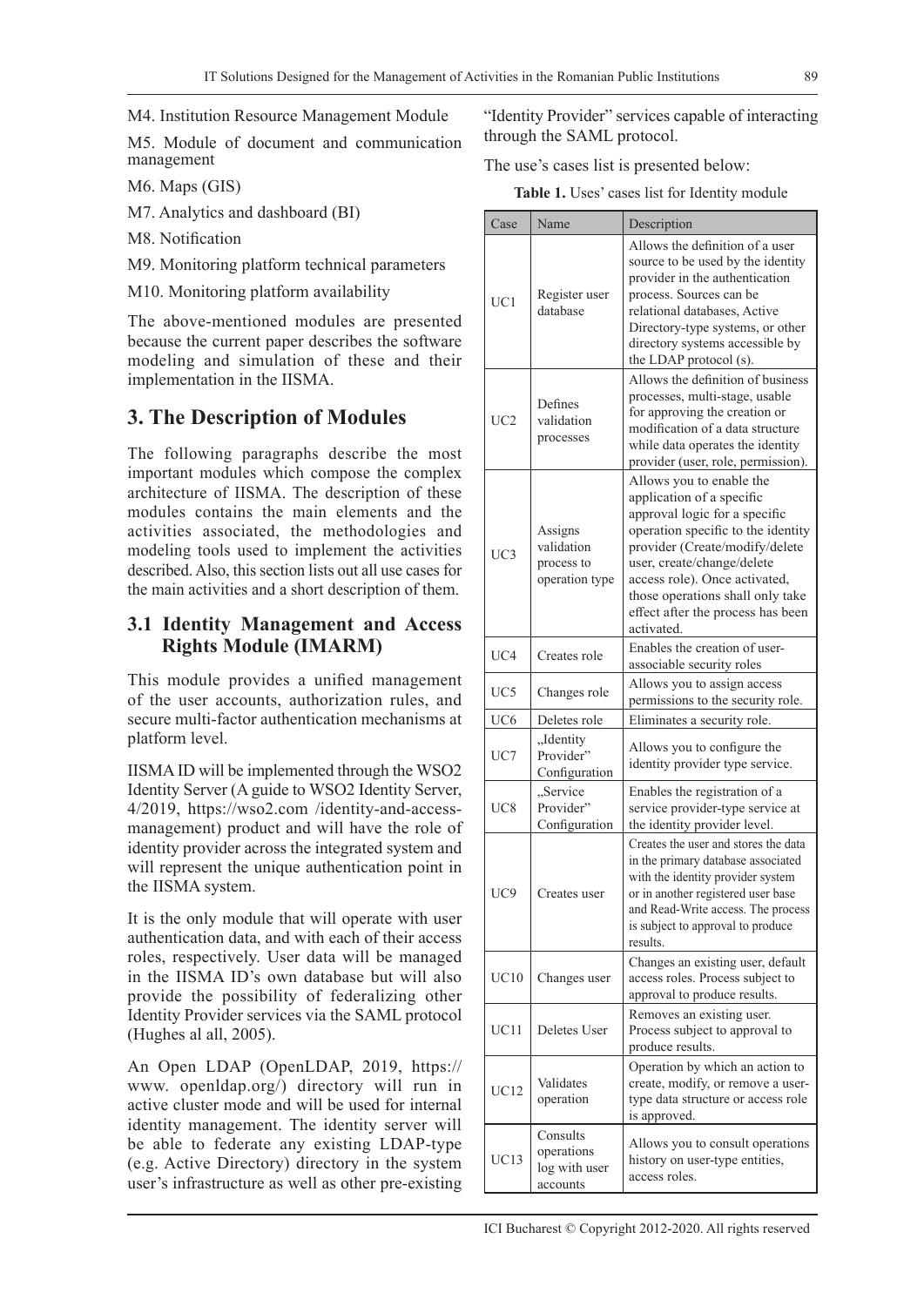M4. Institution Resource Management Module

M5. Module of document and communication management

M6. Maps (GIS)

M7. Analytics and dashboard (BI)

M8. Notification

M9. Monitoring platform technical parameters

M10. Monitoring platform availability

The above-mentioned modules are presented because the current paper describes the software modeling and simulation of these and their implementation in the IISMA.

## 3. The Description of Modules

The following paragraphs describe the most important modules which compose the complex architecture of IISMA. The description of these modules contains the main elements and the activities associated, the methodologies and modeling tools used to implement the activities described. Also, this section lists out all use cases for the main activities and a short description of them.

### 3.1 Identity Management and Access Rights Module (IMARM)

This module provides a unified management of the user accounts, authorization rules, and secure multi-factor authentication mechanisms at platform level.

IISMA ID will be implemented through the WSO2 Identity Server (A guide to WSO2 Identity Server, 4/2019, https://wso2.com /identity-and-access-management) product and will have the role of identity provider across the integrated system and will represent the unique authentication point in the IISMA system.

It is the only module that will operate with user authentication data, and with each of their access roles, respectively. User data will be managed in the IISMA ID's own database but will also provide the possibility of federalizing other Identity Provider services via the SAML protocol (Hughes al all, 2005).

An Open LDAP (OpenLDAP, 2019, https:// www. openldap.org/) directory will run in active cluster mode and will be used for internal identity management. The identity server will be able to federate any existing LDAP-type (e.g. Active Directory) directory in the system user's infrastructure as well as other pre-existing "Identity Provider" services capable of interacting through the SAML protocol.

The use's cases list is presented below:

**Table 1.** Uses' cases list for Identity module

| Case | Name | Description |
|---|---|---|
| UC1 | Register user database | Allows the definition of a user source to be used by the identity provider in the authentication process. Sources can be relational databases, Active Directory-type systems, or other directory systems accessible by the LDAP protocol (s). |
| UC2 | Defines validation processes | Allows the definition of business processes, multi-stage, usable for approving the creation or modification of a data structure while data operates the identity provider (user, role, permission). |
| UC3 | Assigns validation process to operation type | Allows you to enable the application of a specific approval logic for a specific operation specific to the identity provider (Create/modify/delete user, create/change/delete access role). Once activated, those operations shall only take effect after the process has been activated. |
| UC4 | Creates role | Enables the creation of user-associable security roles |
| UC5 | Changes role | Allows you to assign access permissions to the security role. |
| UC6 | Deletes role | Eliminates a security role. |
| UC7 | „Identity Provider" Configuration | Allows you to configure the identity provider type service. |
| UC8 | „Service Provider" Configuration | Enables the registration of a service provider-type service at the identity provider level. |
| UC9 | Creates user | Creates the user and stores the data in the primary database associated with the identity provider system or in another registered user base and Read-Write access. The process is subject to approval to produce results. |
| UC10 | Changes user | Changes an existing user, default access roles. Process subject to approval to produce results. |
| UC11 | Deletes User | Removes an existing user. Process subject to approval to produce results. |
| UC12 | Validates operation | Operation by which an action to create, modify, or remove a user-type data structure or access role is approved. |
| UC13 | Consults operations log with user accounts | Allows you to consult operations history on user-type entities, access roles. |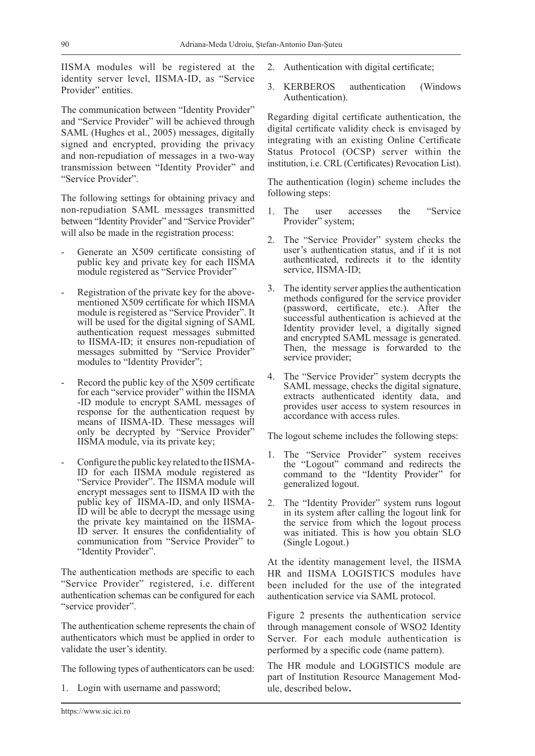IISMA modules will be registered at the identity server level, IISMA-ID, as "Service Provider" entities.

The communication between "Identity Provider" and "Service Provider" will be achieved through SAML (Hughes et al., 2005) messages, digitally signed and encrypted, providing the privacy and non-repudiation of messages in a two-way transmission between "Identity Provider" and "Service Provider".

The following settings for obtaining privacy and non-repudiation SAML messages transmitted between "Identity Provider" and "Service Provider" will also be made in the registration process:

- Generate an X509 certificate consisting of public key and private key for each IISMA module registered as "Service Provider"
- Registration of the private key for the above-mentioned X509 certificate for which IISMA module is registered as "Service Provider". It will be used for the digital signing of SAML authentication request messages submitted to IISMA-ID; it ensures non-repudiation of messages submitted by "Service Provider" modules to "Identity Provider";
- Record the public key of the X509 certificate for each "service provider" within the IISMA -ID module to encrypt SAML messages of response for the authentication request by means of IISMA-ID. These messages will only be decrypted by "Service Provider" IISMA module, via its private key;
- Configure the public key related to the IISMA-ID for each IISMA module registered as "Service Provider". The IISMA module will encrypt messages sent to IISMA ID with the public key of IISMA-ID, and only IISMA-ID will be able to decrypt the message using the private key maintained on the IISMA-ID server. It ensures the confidentiality of communication from "Service Provider" to "Identity Provider".

The authentication methods are specific to each "Service Provider" registered, i.e. different authentication schemas can be configured for each "service provider".

The authentication scheme represents the chain of authenticators which must be applied in order to validate the user's identity.

The following types of authenticators can be used:

1. Login with username and password;
2. Authentication with digital certificate;
3. KERBEROS authentication (Windows Authentication).

Regarding digital certificate authentication, the digital certificate validity check is envisaged by integrating with an existing Online Certificate Status Protocol (OCSP) server within the institution, i.e. CRL (Certificates) Revocation List).

The authentication (login) scheme includes the following steps:

1. The user accesses the "Service Provider" system;
2. The "Service Provider" system checks the user's authentication status, and if it is not authenticated, redirects it to the identity service, IISMA-ID;
3. The identity server applies the authentication methods configured for the service provider (password, certificate, etc.). After the successful authentication is achieved at the Identity provider level, a digitally signed and encrypted SAML message is generated. Then, the message is forwarded to the service provider;
4. The "Service Provider" system decrypts the SAML message, checks the digital signature, extracts authenticated identity data, and provides user access to system resources in accordance with access rules.

The logout scheme includes the following steps:

1. The "Service Provider" system receives the "Logout" command and redirects the command to the "Identity Provider" for generalized logout.
2. The "Identity Provider" system runs logout in its system after calling the logout link for the service from which the logout process was initiated. This is how you obtain SLO (Single Logout.)

At the identity management level, the IISMA HR and IISMA LOGISTICS modules have been included for the use of the integrated authentication service via SAML protocol.

Figure 2 presents the authentication service through management console of WSO2 Identity Server. For each module authentication is performed by a specific code (name pattern).

The HR module and LOGISTICS module are part of Institution Resource Management Module, described below.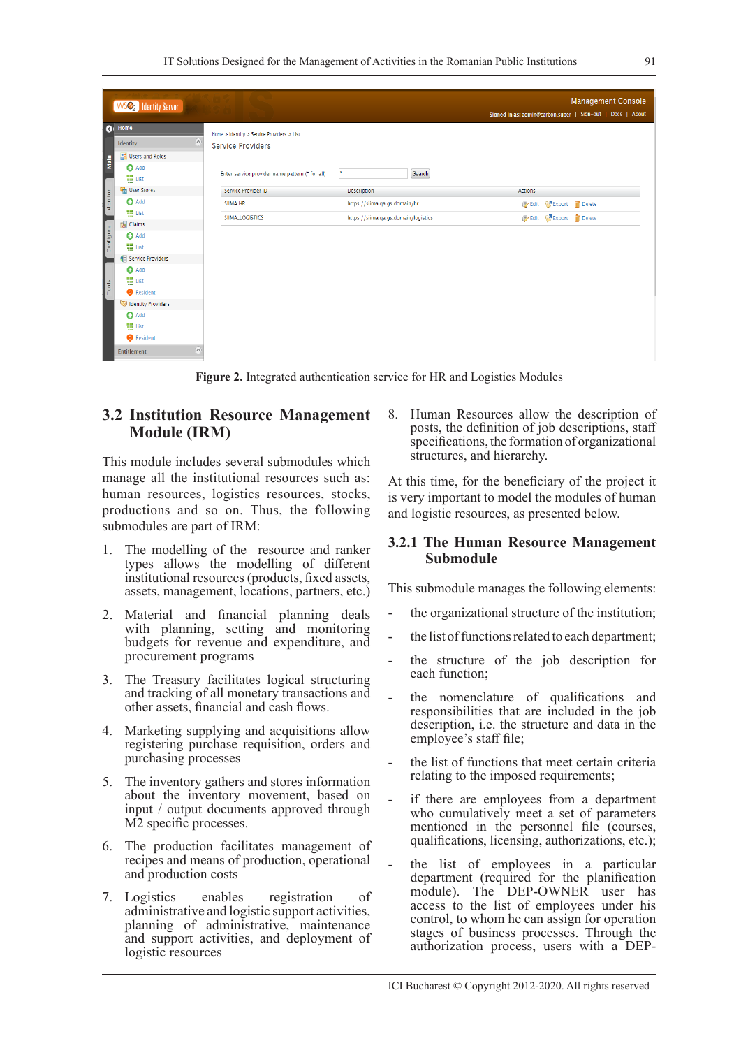**Figure 2.** Integrated authentication service for HR and Logistics Modules

## 3.2 Institution Resource Management Module (IRM)

This module includes several submodules which manage all the institutional resources such as: human resources, logistics resources, stocks, productions and so on. Thus, the following submodules are part of IRM:

1. The modelling of the resource and ranker types allows the modelling of different institutional resources (products, fixed assets, assets, management, locations, partners, etc.)
2. Material and financial planning deals with planning, setting and monitoring budgets for revenue and expenditure, and procurement programs
3. The Treasury facilitates logical structuring and tracking of all monetary transactions and other assets, financial and cash flows.
4. Marketing supplying and acquisitions allow registering purchase requisition, orders and purchasing processes
5. The inventory gathers and stores information about the inventory movement, based on input / output documents approved through M2 specific processes.
6. The production facilitates management of recipes and means of production, operational and production costs
7. Logistics enables registration of administrative and logistic support activities, planning of administrative, maintenance and support activities, and deployment of logistic resources
8. Human Resources allow the description of posts, the definition of job descriptions, staff specifications, the formation of organizational structures, and hierarchy.

At this time, for the beneficiary of the project it is very important to model the modules of human and logistic resources, as presented below.

### 3.2.1 The Human Resource Management Submodule

This submodule manages the following elements:

- the organizational structure of the institution;
- the list of functions related to each department;
- the structure of the job description for each function;
- the nomenclature of qualifications and responsibilities that are included in the job description, i.e. the structure and data in the employee's staff file;
- the list of functions that meet certain criteria relating to the imposed requirements;
- if there are employees from a department who cumulatively meet a set of parameters mentioned in the personnel file (courses, qualifications, licensing, authorizations, etc.);
- the list of employees in a particular department (required for the planification module). The DEP-OWNER user has access to the list of employees under his control, to whom he can assign for operation stages of business processes. Through the authorization process, users with a DEP-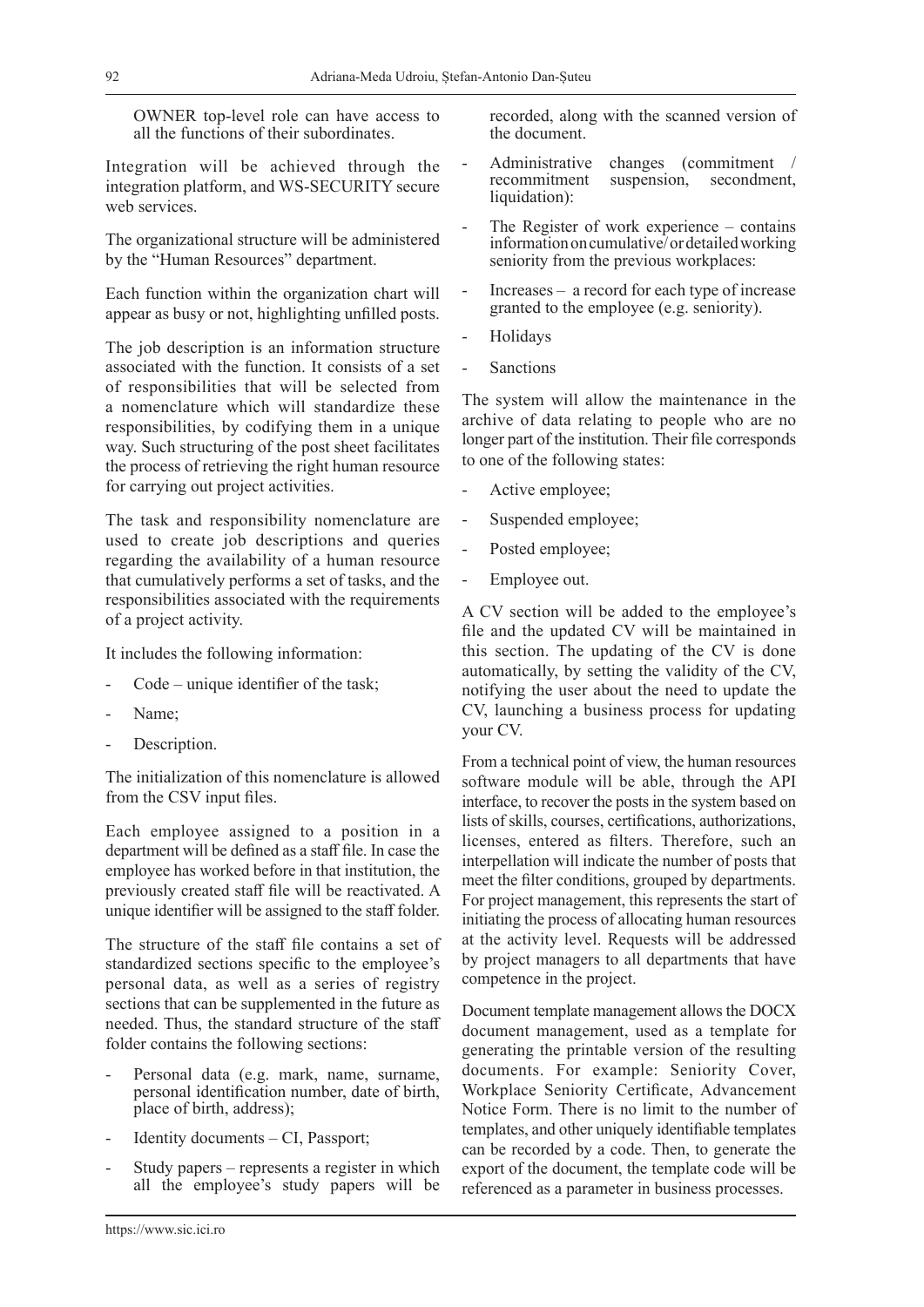OWNER top-level role can have access to all the functions of their subordinates.

Integration will be achieved through the integration platform, and WS-SECURITY secure web services.

The organizational structure will be administered by the "Human Resources" department.

Each function within the organization chart will appear as busy or not, highlighting unfilled posts.

The job description is an information structure associated with the function. It consists of a set of responsibilities that will be selected from a nomenclature which will standardize these responsibilities, by codifying them in a unique way. Such structuring of the post sheet facilitates the process of retrieving the right human resource for carrying out project activities.

The task and responsibility nomenclature are used to create job descriptions and queries regarding the availability of a human resource that cumulatively performs a set of tasks, and the responsibilities associated with the requirements of a project activity.

It includes the following information:

- Code – unique identifier of the task;
- Name;
- Description.

The initialization of this nomenclature is allowed from the CSV input files.

Each employee assigned to a position in a department will be defined as a staff file. In case the employee has worked before in that institution, the previously created staff file will be reactivated. A unique identifier will be assigned to the staff folder.

The structure of the staff file contains a set of standardized sections specific to the employee's personal data, as well as a series of registry sections that can be supplemented in the future as needed. Thus, the standard structure of the staff folder contains the following sections:

- Personal data (e.g. mark, name, surname, personal identification number, date of birth, place of birth, address);
- Identity documents – CI, Passport;
- Study papers – represents a register in which all the employee's study papers will be recorded, along with the scanned version of the document.
- Administrative changes (commitment / recommitment suspension, secondment, liquidation):
- The Register of work experience – contains information on cumulative/ or detailed working seniority from the previous workplaces:
- Increases – a record for each type of increase granted to the employee (e.g. seniority).
- Holidays
- Sanctions

The system will allow the maintenance in the archive of data relating to people who are no longer part of the institution. Their file corresponds to one of the following states:

- Active employee;
- Suspended employee;
- Posted employee;
- Employee out.

A CV section will be added to the employee's file and the updated CV will be maintained in this section. The updating of the CV is done automatically, by setting the validity of the CV, notifying the user about the need to update the CV, launching a business process for updating your CV.

From a technical point of view, the human resources software module will be able, through the API interface, to recover the posts in the system based on lists of skills, courses, certifications, authorizations, licenses, entered as filters. Therefore, such an interpellation will indicate the number of posts that meet the filter conditions, grouped by departments. For project management, this represents the start of initiating the process of allocating human resources at the activity level. Requests will be addressed by project managers to all departments that have competence in the project.

Document template management allows the DOCX document management, used as a template for generating the printable version of the resulting documents. For example: Seniority Cover, Workplace Seniority Certificate, Advancement Notice Form. There is no limit to the number of templates, and other uniquely identifiable templates can be recorded by a code. Then, to generate the export of the document, the template code will be referenced as a parameter in business processes.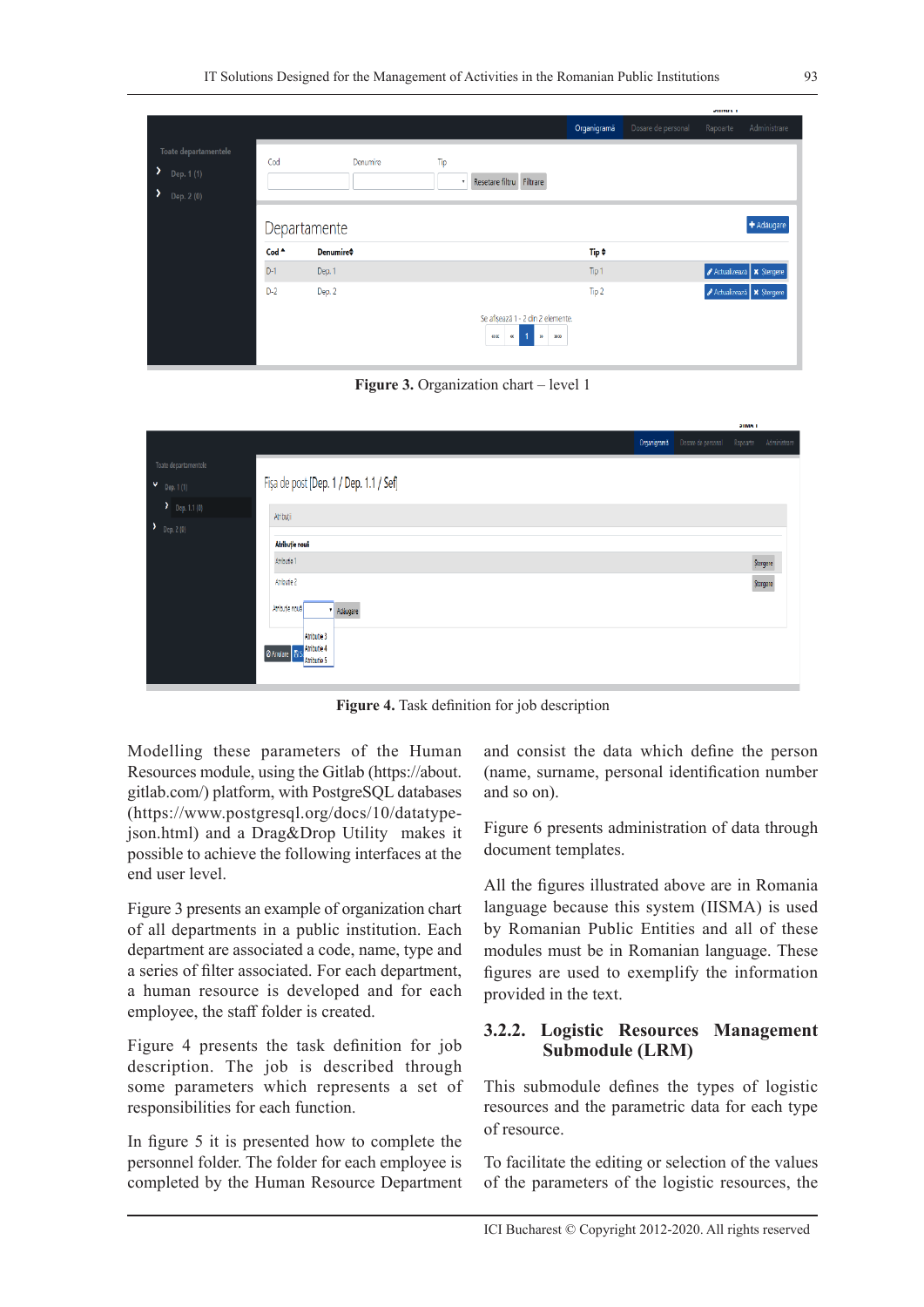Figure 3. Organization chart – level 1

Figure 4. Task definition for job description

Modelling these parameters of the Human Resources module, using the Gitlab (https://about.gitlab.com/) platform, with PostgreSQL databases (https://www.postgresql.org/docs/10/datatype-json.html) and a Drag&Drop Utility makes it possible to achieve the following interfaces at the end user level.

Figure 3 presents an example of organization chart of all departments in a public institution. Each department are associated a code, name, type and a series of filter associated. For each department, a human resource is developed and for each employee, the staff folder is created.

Figure 4 presents the task definition for job description. The job is described through some parameters which represents a set of responsibilities for each function.

In figure 5 it is presented how to complete the personnel folder. The folder for each employee is completed by the Human Resource Department and consist the data which define the person (name, surname, personal identification number and so on).

Figure 6 presents administration of data through document templates.

All the figures illustrated above are in Romania language because this system (IISMA) is used by Romanian Public Entities and all of these modules must be in Romanian language. These figures are used to exemplify the information provided in the text.

### 3.2.2. Logistic Resources Management Submodule (LRM)

This submodule defines the types of logistic resources and the parametric data for each type of resource.

To facilitate the editing or selection of the values of the parameters of the logistic resources, the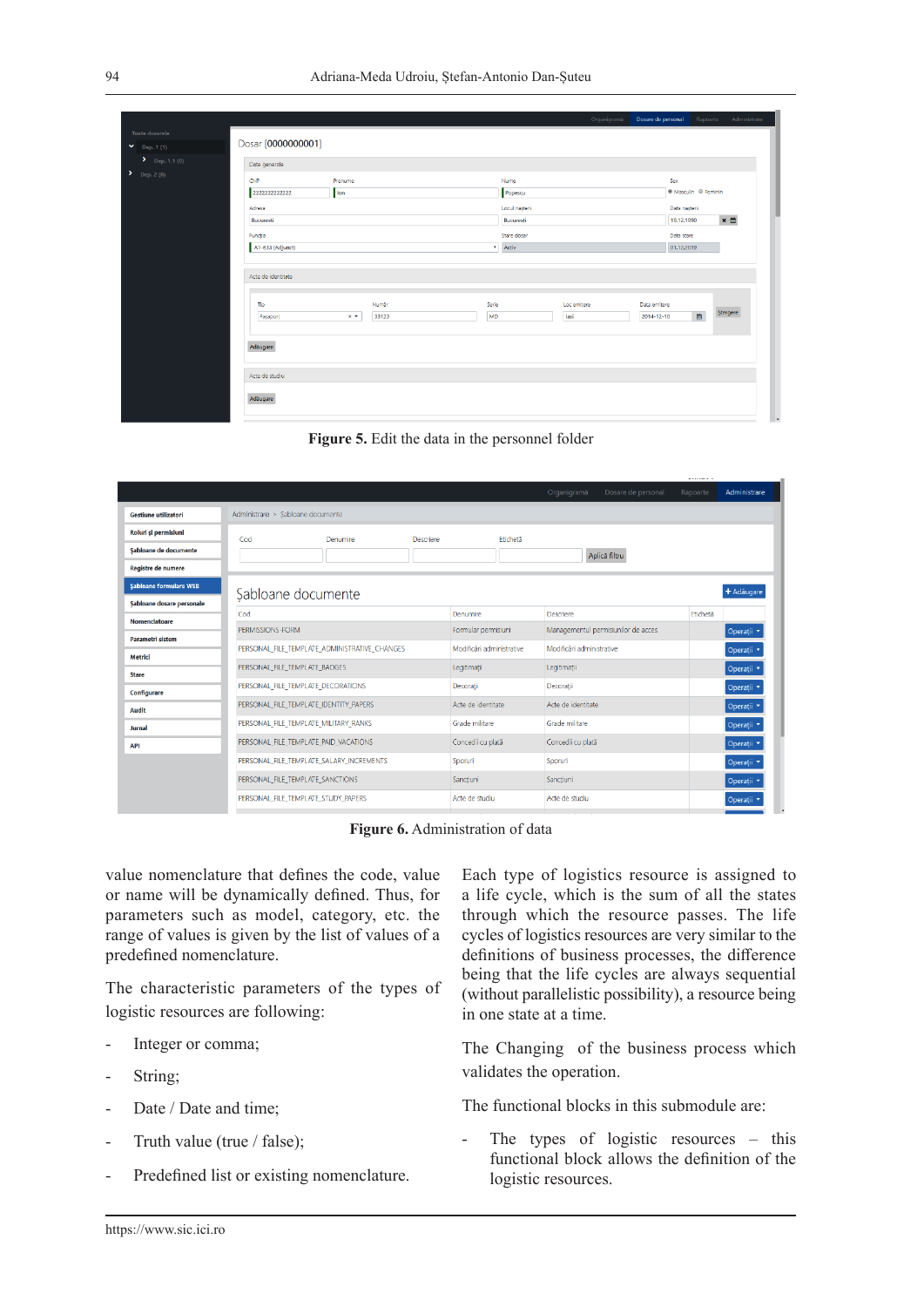**Figure 5.** Edit the data in the personnel folder

**Figure 6.** Administration of data

value nomenclature that defines the code, value or name will be dynamically defined. Thus, for parameters such as model, category, etc. the range of values is given by the list of values of a predefined nomenclature.

The characteristic parameters of the types of logistic resources are following:

- Integer or comma;
- String;
- Date / Date and time;
- Truth value (true / false);
- Predefined list or existing nomenclature.

Each type of logistics resource is assigned to a life cycle, which is the sum of all the states through which the resource passes. The life cycles of logistics resources are very similar to the definitions of business processes, the difference being that the life cycles are always sequential (without parallelistic possibility), a resource being in one state at a time.

The Changing of the business process which validates the operation.

The functional blocks in this submodule are:

- The types of logistic resources – this functional block allows the definition of the logistic resources.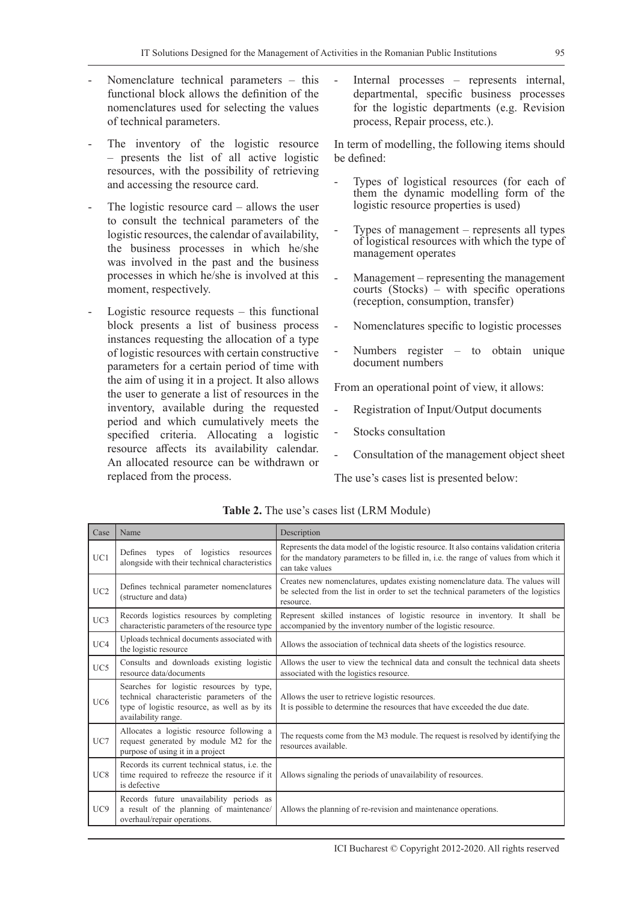- Nomenclature technical parameters – this functional block allows the definition of the nomenclatures used for selecting the values of technical parameters.

- The inventory of the logistic resource – presents the list of all active logistic resources, with the possibility of retrieving and accessing the resource card.

- The logistic resource card – allows the user to consult the technical parameters of the logistic resources, the calendar of availability, the business processes in which he/she was involved in the past and the business processes in which he/she is involved at this moment, respectively.

- Logistic resource requests – this functional block presents a list of business process instances requesting the allocation of a type of logistic resources with certain constructive parameters for a certain period of time with the aim of using it in a project. It also allows the user to generate a list of resources in the inventory, available during the requested period and which cumulatively meets the specified criteria. Allocating a logistic resource affects its availability calendar. An allocated resource can be withdrawn or replaced from the process.

- Internal processes – represents internal, departmental, specific business processes for the logistic departments (e.g. Revision process, Repair process, etc.).

In term of modelling, the following items should be defined:

- Types of logistical resources (for each of them the dynamic modelling form of the logistic resource properties is used)

- Types of management – represents all types of logistical resources with which the type of management operates

- Management – representing the management courts (Stocks) – with specific operations (reception, consumption, transfer)

- Nomenclatures specific to logistic processes

- Numbers register – to obtain unique document numbers

From an operational point of view, it allows:

- Registration of Input/Output documents

- Stocks consultation

- Consultation of the management object sheet

The use's cases list is presented below:

**Table 2.** The use's cases list (LRM Module)

| Case | Name | Description |
|---|---|---|
| UC1 | Defines types of logistics resources alongside with their technical characteristics | Represents the data model of the logistic resource. It also contains validation criteria for the mandatory parameters to be filled in, i.e. the range of values from which it can take values |
| UC2 | Defines technical parameter nomenclatures (structure and data) | Creates new nomenclatures, updates existing nomenclature data. The values will be selected from the list in order to set the technical parameters of the logistics resource. |
| UC3 | Records logistics resources by completing characteristic parameters of the resource type | Represent skilled instances of logistic resource in inventory. It shall be accompanied by the inventory number of the logistic resource. |
| UC4 | Uploads technical documents associated with the logistic resource | Allows the association of technical data sheets of the logistics resource. |
| UC5 | Consults and downloads existing logistic resource data/documents | Allows the user to view the technical data and consult the technical data sheets associated with the logistics resource. |
| UC6 | Searches for logistic resources by type, technical characteristic parameters of the type of logistic resource, as well as by its availability range. | Allows the user to retrieve logistic resources.<br>It is possible to determine the resources that have exceeded the due date. |
| UC7 | Allocates a logistic resource following a request generated by module M2 for the purpose of using it in a project | The requests come from the M3 module. The request is resolved by identifying the resources available. |
| UC8 | Records its current technical status, i.e. the time required to refreeze the resource if it is defective | Allows signaling the periods of unavailability of resources. |
| UC9 | Records future unavailability periods as a result of the planning of maintenance/overhaul/repair operations. | Allows the planning of re-revision and maintenance operations. |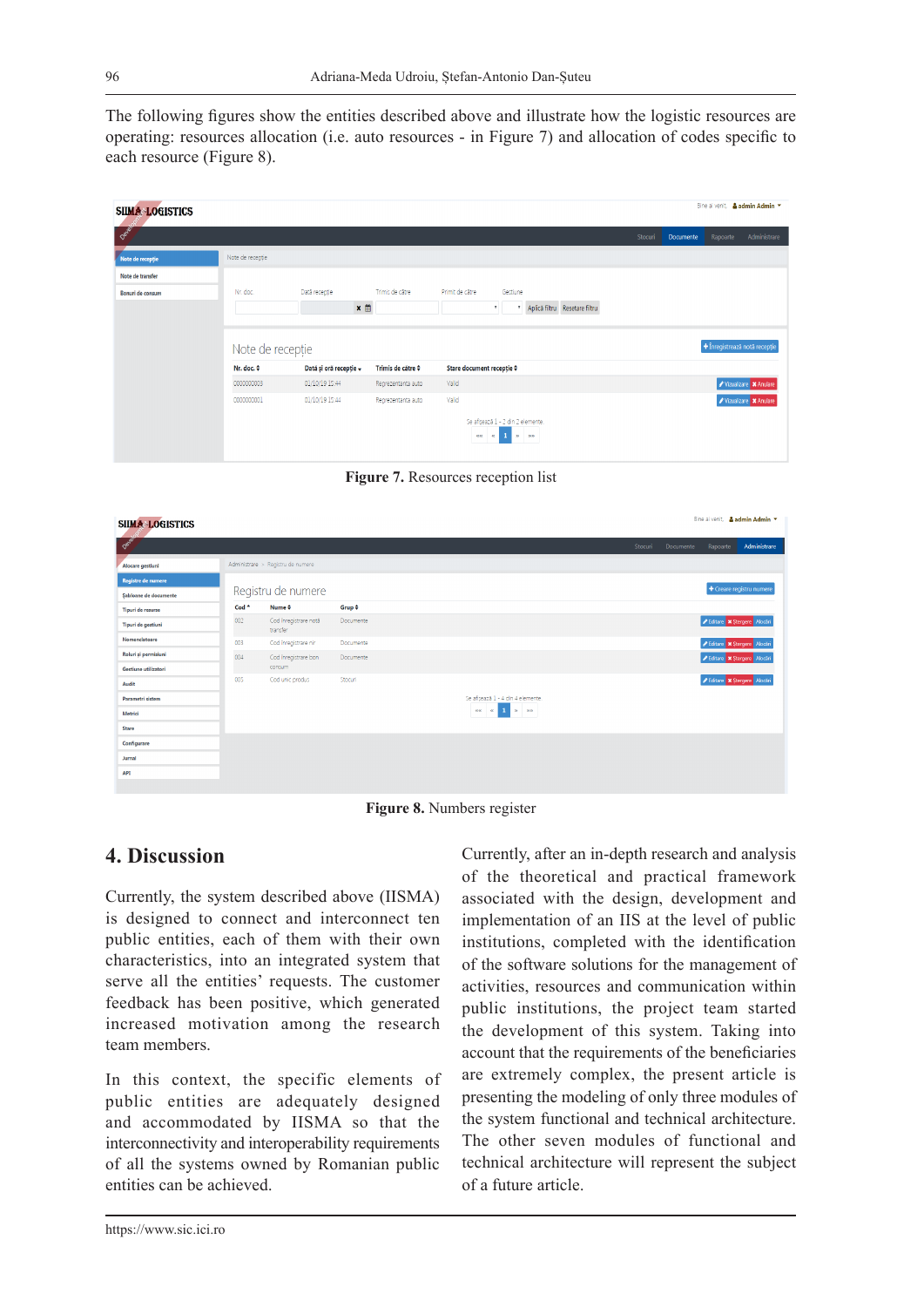The following figures show the entities described above and illustrate how the logistic resources are operating: resources allocation (i.e. auto resources - in Figure 7) and allocation of codes specific to each resource (Figure 8).

**Figure 7.** Resources reception list

**Figure 8.** Numbers register

## 4. Discussion

Currently, the system described above (IISMA) is designed to connect and interconnect ten public entities, each of them with their own characteristics, into an integrated system that serve all the entities' requests. The customer feedback has been positive, which generated increased motivation among the research team members.

In this context, the specific elements of public entities are adequately designed and accommodated by IISMA so that the interconnectivity and interoperability requirements of all the systems owned by Romanian public entities can be achieved.

Currently, after an in-depth research and analysis of the theoretical and practical framework associated with the design, development and implementation of an IIS at the level of public institutions, completed with the identification of the software solutions for the management of activities, resources and communication within public institutions, the project team started the development of this system. Taking into account that the requirements of the beneficiaries are extremely complex, the present article is presenting the modeling of only three modules of the system functional and technical architecture. The other seven modules of functional and technical architecture will represent the subject of a future article.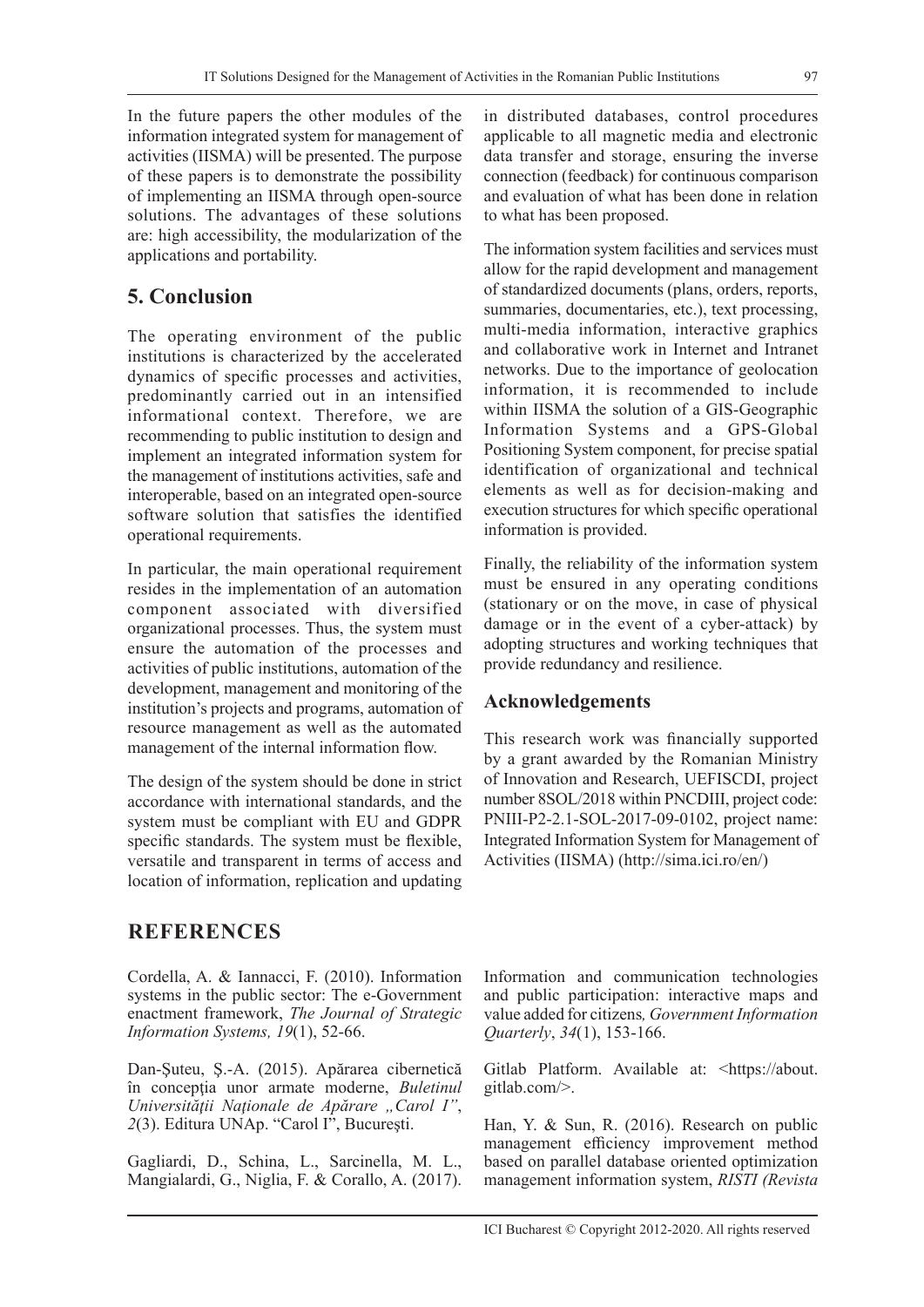In the future papers the other modules of the information integrated system for management of activities (IISMA) will be presented. The purpose of these papers is to demonstrate the possibility of implementing an IISMA through open-source solutions. The advantages of these solutions are: high accessibility, the modularization of the applications and portability.

## 5. Conclusion

The operating environment of the public institutions is characterized by the accelerated dynamics of specific processes and activities, predominantly carried out in an intensified informational context. Therefore, we are recommending to public institution to design and implement an integrated information system for the management of institutions activities, safe and interoperable, based on an integrated open-source software solution that satisfies the identified operational requirements.

In particular, the main operational requirement resides in the implementation of an automation component associated with diversified organizational processes. Thus, the system must ensure the automation of the processes and activities of public institutions, automation of the development, management and monitoring of the institution's projects and programs, automation of resource management as well as the automated management of the internal information flow.

The design of the system should be done in strict accordance with international standards, and the system must be compliant with EU and GDPR specific standards. The system must be flexible, versatile and transparent in terms of access and location of information, replication and updating in distributed databases, control procedures applicable to all magnetic media and electronic data transfer and storage, ensuring the inverse connection (feedback) for continuous comparison and evaluation of what has been done in relation to what has been proposed.

The information system facilities and services must allow for the rapid development and management of standardized documents (plans, orders, reports, summaries, documentaries, etc.), text processing, multi-media information, interactive graphics and collaborative work in Internet and Intranet networks. Due to the importance of geolocation information, it is recommended to include within IISMA the solution of a GIS-Geographic Information Systems and a GPS-Global Positioning System component, for precise spatial identification of organizational and technical elements as well as for decision-making and execution structures for which specific operational information is provided.

Finally, the reliability of the information system must be ensured in any operating conditions (stationary or on the move, in case of physical damage or in the event of a cyber-attack) by adopting structures and working techniques that provide redundancy and resilience.

### Acknowledgements

This research work was financially supported by a grant awarded by the Romanian Ministry of Innovation and Research, UEFISCDI, project number 8SOL/2018 within PNCDIII, project code: PNIII-P2-2.1-SOL-2017-09-0102, project name: Integrated Information System for Management of Activities (IISMA) (http://sima.ici.ro/en/)

## REFERENCES

Cordella, A. & Iannacci, F. (2010). Information systems in the public sector: The e-Government enactment framework, *The Journal of Strategic Information Systems, 19*(1), 52-66.

Dan-Şuteu, Ş.-A. (2015). Apărarea cibernetică în concepţia unor armate moderne, *Buletinul Universităţii Naţionale de Apărare „Carol I"*, *2*(3). Editura UNAp. "Carol I", Bucureşti.

Gagliardi, D., Schina, L., Sarcinella, M. L., Mangialardi, G., Niglia, F. & Corallo, A. (2017). Information and communication technologies and public participation: interactive maps and value added for citizens, *Government Information Quarterly*, *34*(1), 153-166.

Gitlab Platform. Available at: <https://about.gitlab.com/>.

Han, Y. & Sun, R. (2016). Research on public management efficiency improvement method based on parallel database oriented optimization management information system, *RISTI (Revista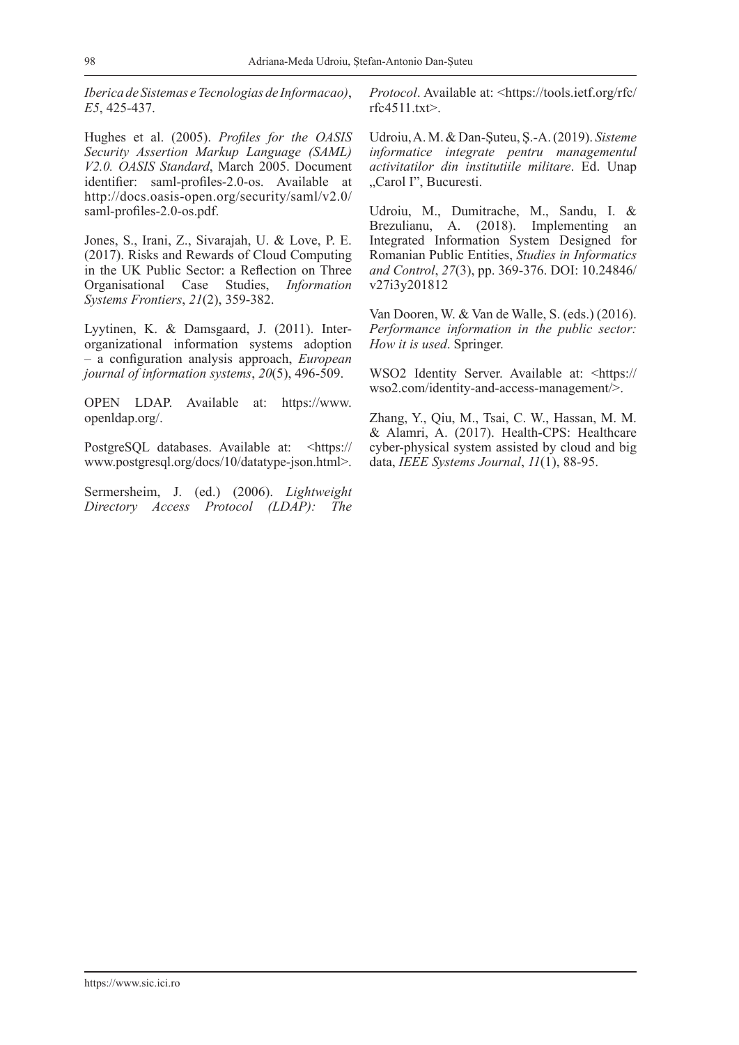*Iberica de Sistemas e Tecnologias de Informacao)*, *E5*, 425-437.

Hughes et al. (2005). *Profiles for the OASIS Security Assertion Markup Language (SAML) V2.0. OASIS Standard*, March 2005. Document identifier: saml-profiles-2.0-os. Available at http://docs.oasis-open.org/security/saml/v2.0/saml-profiles-2.0-os.pdf.

Jones, S., Irani, Z., Sivarajah, U. & Love, P. E. (2017). Risks and Rewards of Cloud Computing in the UK Public Sector: a Reflection on Three Organisational Case Studies, *Information Systems Frontiers*, *21*(2), 359-382.

Lyytinen, K. & Damsgaard, J. (2011). Inter-organizational information systems adoption – a configuration analysis approach, *European journal of information systems*, *20*(5), 496-509.

OPEN LDAP. Available at: https://www.openldap.org/.

PostgreSQL databases. Available at: <https://www.postgresql.org/docs/10/datatype-json.html>.

Sermersheim, J. (ed.) (2006). *Lightweight Directory Access Protocol (LDAP): The Protocol*. Available at: <https://tools.ietf.org/rfc/rfc4511.txt>.

Udroiu, A. M. & Dan-Şuteu, Ş.-A. (2019). *Sisteme informatice integrate pentru managementul activitatilor din institutiile militare*. Ed. Unap „Carol I", Bucuresti.

Udroiu, M., Dumitrache, M., Sandu, I. & Brezulianu, A. (2018). Implementing an Integrated Information System Designed for Romanian Public Entities, *Studies in Informatics and Control*, *27*(3), pp. 369-376. DOI: 10.24846/v27i3y201812

Van Dooren, W. & Van de Walle, S. (eds.) (2016). *Performance information in the public sector: How it is used*. Springer.

WSO2 Identity Server. Available at: <https://wso2.com/identity-and-access-management/>.

Zhang, Y., Qiu, M., Tsai, C. W., Hassan, M. M. & Alamri, A. (2017). Health-CPS: Healthcare cyber-physical system assisted by cloud and big data, *IEEE Systems Journal*, *11*(1), 88-95.